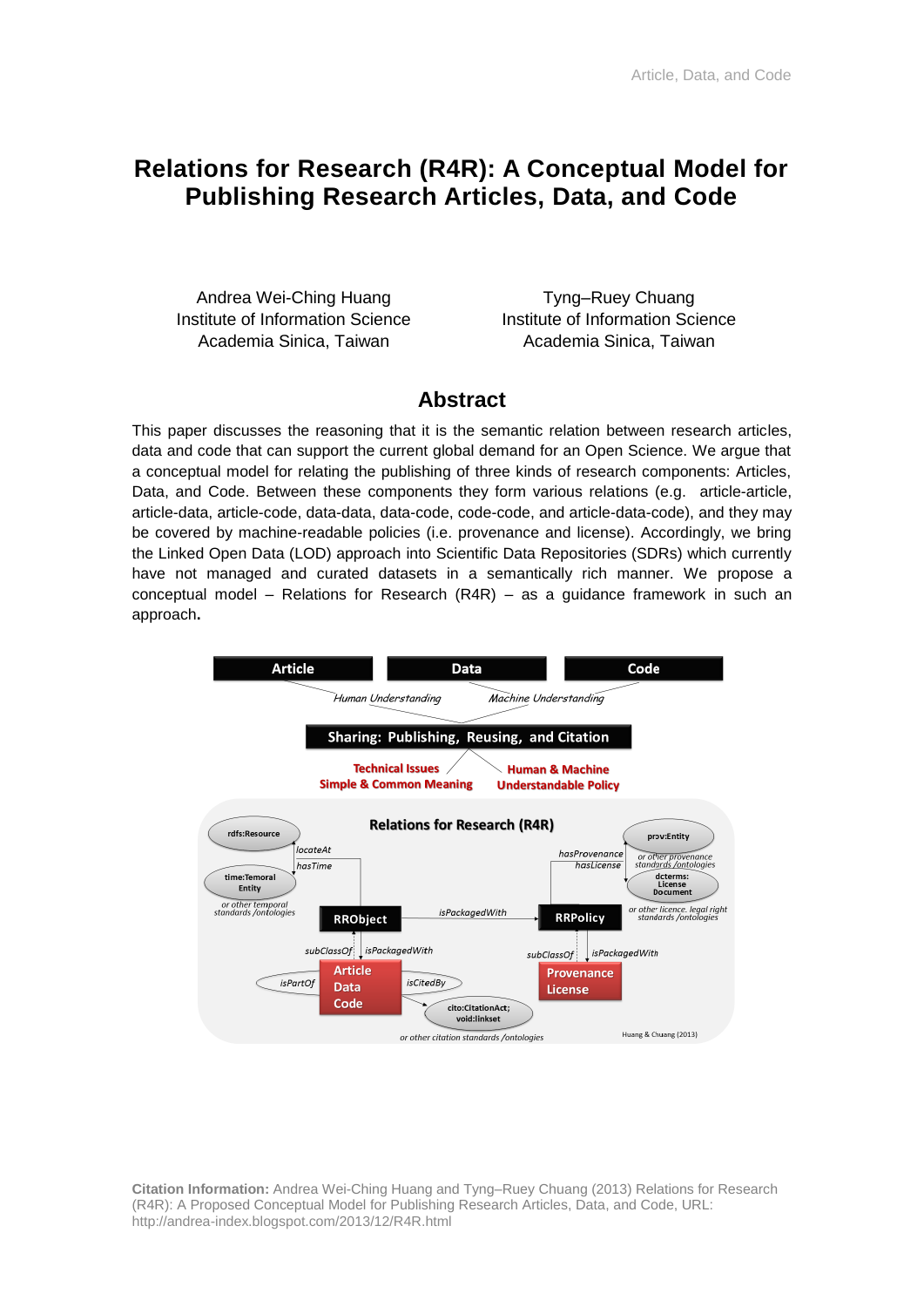# Relations for Research (R4R): A Conceptual Model for Publishing Research Articles, Data, and Code

Andrea Wei-Ching Huang
Institute of Information Science
Academia Sinica, Taiwan

Tyng–Ruey Chuang
Institute of Information Science
Academia Sinica, Taiwan

## Abstract

This paper discusses the reasoning that it is the semantic relation between research articles, data and code that can support the current global demand for an Open Science. We argue that a conceptual model for relating the publishing of three kinds of research components: Articles, Data, and Code. Between these components they form various relations (e.g. article-article, article-data, article-code, data-data, data-code, code-code, and article-data-code), and they may be covered by machine-readable policies (i.e. provenance and license). Accordingly, we bring the Linked Open Data (LOD) approach into Scientific Data Repositories (SDRs) which currently have not managed and curated datasets in a semantically rich manner. We propose a conceptual model – Relations for Research (R4R) – as a guidance framework in such an approach**.**

**Citation Information:** Andrea Wei-Ching Huang and Tyng–Ruey Chuang (2013) Relations for Research (R4R): A Proposed Conceptual Model for Publishing Research Articles, Data, and Code, URL: http://andrea-index.blogspot.com/2013/12/R4R.html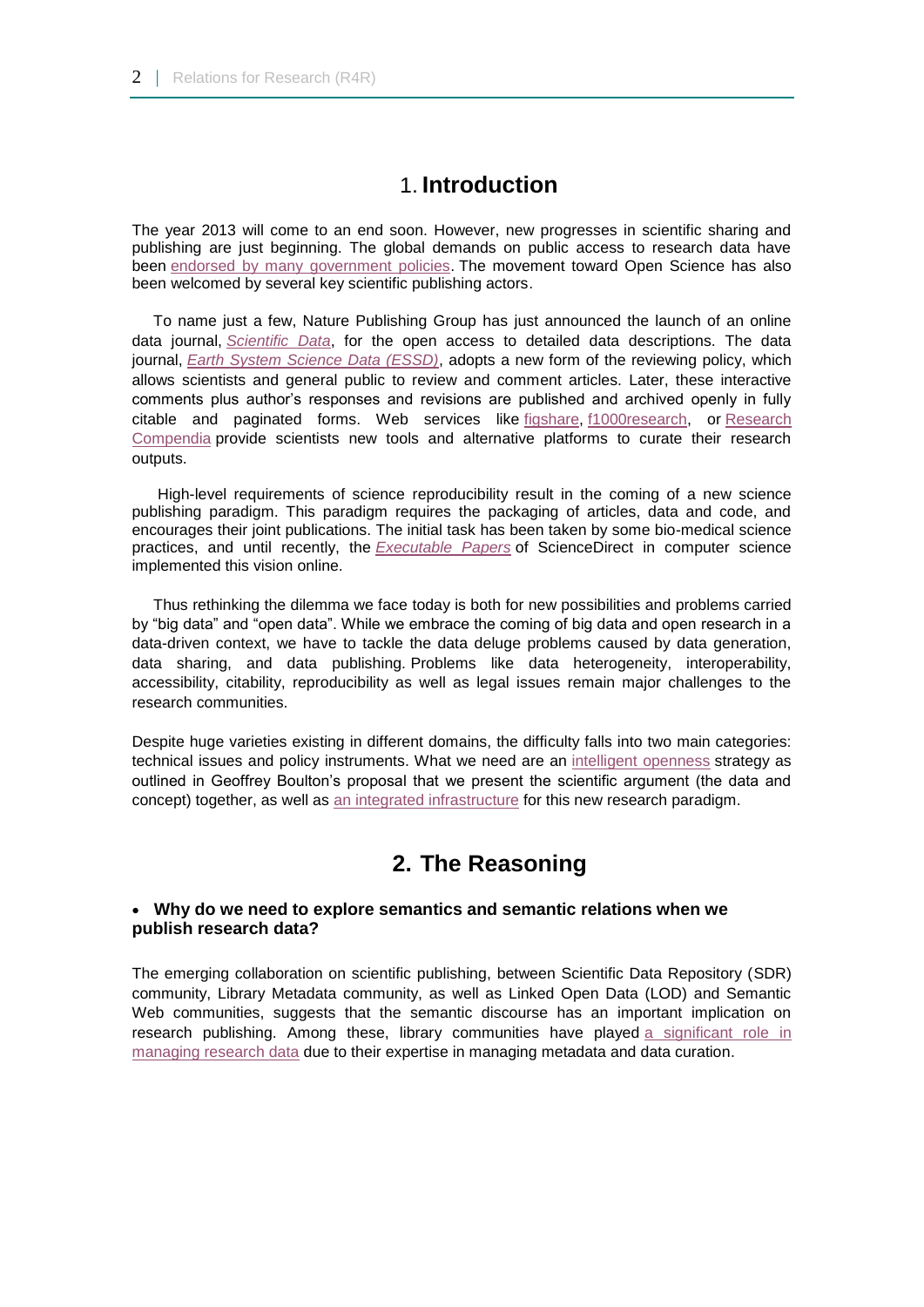# 1. Introduction

The year 2013 will come to an end soon. However, new progresses in scientific sharing and publishing are just beginning. The global demands on public access to research data have been endorsed by many government policies. The movement toward Open Science has also been welcomed by several key scientific publishing actors.

To name just a few, Nature Publishing Group has just announced the launch of an online data journal, *Scientific Data*, for the open access to detailed data descriptions. The data journal, *Earth System Science Data (ESSD)*, adopts a new form of the reviewing policy, which allows scientists and general public to review and comment articles. Later, these interactive comments plus author's responses and revisions are published and archived openly in fully citable and paginated forms. Web services like figshare, f1000research, or Research Compendia provide scientists new tools and alternative platforms to curate their research outputs.

High-level requirements of science reproducibility result in the coming of a new science publishing paradigm. This paradigm requires the packaging of articles, data and code, and encourages their joint publications. The initial task has been taken by some bio-medical science practices, and until recently, the *Executable Papers* of ScienceDirect in computer science implemented this vision online.

Thus rethinking the dilemma we face today is both for new possibilities and problems carried by "big data" and "open data". While we embrace the coming of big data and open research in a data-driven context, we have to tackle the data deluge problems caused by data generation, data sharing, and data publishing. Problems like data heterogeneity, interoperability, accessibility, citability, reproducibility as well as legal issues remain major challenges to the research communities.

Despite huge varieties existing in different domains, the difficulty falls into two main categories: technical issues and policy instruments. What we need are an intelligent openness strategy as outlined in Geoffrey Boulton's proposal that we present the scientific argument (the data and concept) together, as well as an integrated infrastructure for this new research paradigm.

# 2. The Reasoning

- **Why do we need to explore semantics and semantic relations when we publish research data?**

The emerging collaboration on scientific publishing, between Scientific Data Repository (SDR) community, Library Metadata community, as well as Linked Open Data (LOD) and Semantic Web communities, suggests that the semantic discourse has an important implication on research publishing. Among these, library communities have played a significant role in managing research data due to their expertise in managing metadata and data curation.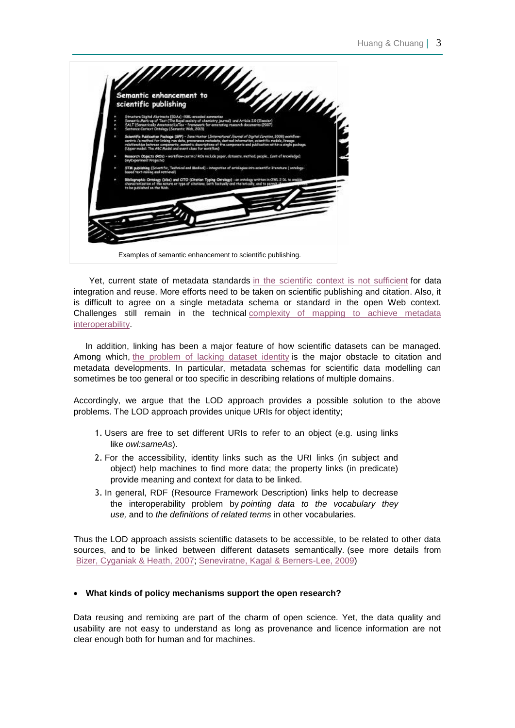Examples of semantic enhancement to scientific publishing.

Yet, current state of metadata standards in the scientific context is not sufficient for data integration and reuse. More efforts need to be taken on scientific publishing and citation. Also, it is difficult to agree on a single metadata schema or standard in the open Web context. Challenges still remain in the technical complexity of mapping to achieve metadata interoperability.

In addition, linking has been a major feature of how scientific datasets can be managed. Among which, the problem of lacking dataset identity is the major obstacle to citation and metadata developments. In particular, metadata schemas for scientific data modelling can sometimes be too general or too specific in describing relations of multiple domains.

Accordingly, we argue that the LOD approach provides a possible solution to the above problems. The LOD approach provides unique URIs for object identity;

1. Users are free to set different URIs to refer to an object (e.g. using links like *owl:sameAs*).
2. For the accessibility, identity links such as the URI links (in subject and object) help machines to find more data; the property links (in predicate) provide meaning and context for data to be linked.
3. In general, RDF (Resource Framework Description) links help to decrease the interoperability problem by *pointing data to the vocabulary they use,* and to *the definitions of related terms* in other vocabularies.

Thus the LOD approach assists scientific datasets to be accessible, to be related to other data sources, and to be linked between different datasets semantically. (see more details from Bizer, Cyganiak & Heath, 2007; Seneviratne, Kagal & Berners-Lee, 2009)

- **What kinds of policy mechanisms support the open research?**

Data reusing and remixing are part of the charm of open science. Yet, the data quality and usability are not easy to understand as long as provenance and licence information are not clear enough both for human and for machines.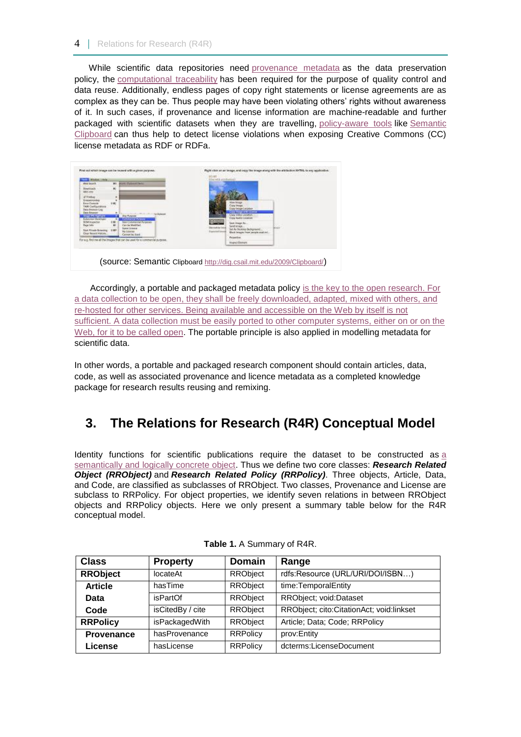While scientific data repositories need provenance metadata as the data preservation policy, the computational traceability has been required for the purpose of quality control and data reuse. Additionally, endless pages of copy right statements or license agreements are as complex as they can be. Thus people may have been violating others' rights without awareness of it. In such cases, if provenance and license information are machine-readable and further packaged with scientific datasets when they are travelling, policy-aware tools like Semantic Clipboard can thus help to detect license violations when exposing Creative Commons (CC) license metadata as RDF or RDFa.

(source: Semantic Clipboard http://dig.csail.mit.edu/2009/Clipboard/)

Accordingly, a portable and packaged metadata policy is the key to the open research. For a data collection to be open, they shall be freely downloaded, adapted, mixed with others, and re-hosted for other services. Being available and accessible on the Web by itself is not sufficient. A data collection must be easily ported to other computer systems, either on or on the Web, for it to be called open. The portable principle is also applied in modelling metadata for scientific data.

In other words, a portable and packaged research component should contain articles, data, code, as well as associated provenance and licence metadata as a completed knowledge package for research results reusing and remixing.

## 3. The Relations for Research (R4R) Conceptual Model

Identity functions for scientific publications require the dataset to be constructed as a semantically and logically concrete object. Thus we define two core classes: ***Research Related Object (RRObject)*** and ***Research Related Policy (RRPolicy)***. Three objects, Article, Data, and Code, are classified as subclasses of RRObject. Two classes, Provenance and License are subclass to RRPolicy. For object properties, we identify seven relations in between RRObject objects and RRPolicy objects. Here we only present a summary table below for the R4R conceptual model.

**Table 1.** A Summary of R4R.

| Class | Property | Domain | Range |
|---|---|---|---|
| **RRObject** | locateAt | RRObject | rdfs:Resource (URL/URI/DOI/ISBN…) |
| **Article** | hasTime | RRObject | time:TemporalEntity |
| **Data** | isPartOf | RRObject | RRObject; void:Dataset |
| **Code** | isCitedBy / cite | RRObject | RRObject; cito:CitationAct; void:linkset |
| **RRPolicy** | isPackagedWith | RRObject | Article; Data; Code; RRPolicy |
| **Provenance** | hasProvenance | RRPolicy | prov:Entity |
| **License** | hasLicense | RRPolicy | dcterms:LicenseDocument |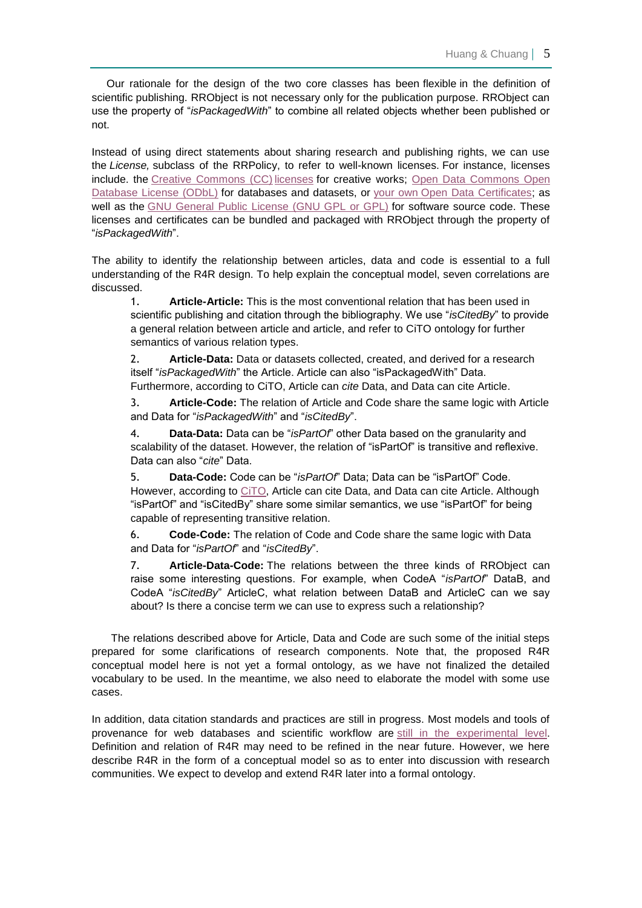Our rationale for the design of the two core classes has been flexible in the definition of scientific publishing. RRObject is not necessary only for the publication purpose. RRObject can use the property of "*isPackagedWith*" to combine all related objects whether been published or not.

Instead of using direct statements about sharing research and publishing rights, we can use the *License,* subclass of the RRPolicy, to refer to well-known licenses. For instance, licenses include. the Creative Commons (CC) licenses for creative works; Open Data Commons Open Database License (ODbL) for databases and datasets, or your own Open Data Certificates; as well as the GNU General Public License (GNU GPL or GPL) for software source code. These licenses and certificates can be bundled and packaged with RRObject through the property of "*isPackagedWith*".

The ability to identify the relationship between articles, data and code is essential to a full understanding of the R4R design. To help explain the conceptual model, seven correlations are discussed.

1. **Article-Article:** This is the most conventional relation that has been used in scientific publishing and citation through the bibliography. We use "*isCitedBy*" to provide a general relation between article and article, and refer to CiTO ontology for further semantics of various relation types.
2. **Article-Data:** Data or datasets collected, created, and derived for a research itself "*isPackagedWith*" the Article. Article can also "isPackagedWith" Data. Furthermore, according to CiTO, Article can *cite* Data, and Data can cite Article.
3. **Article-Code:** The relation of Article and Code share the same logic with Article and Data for "*isPackagedWith*" and "*isCitedBy*".
4. **Data-Data:** Data can be "*isPartOf*" other Data based on the granularity and scalability of the dataset. However, the relation of "isPartOf" is transitive and reflexive. Data can also "*cite*" Data.
5. **Data-Code:** Code can be "*isPartOf*" Data; Data can be "isPartOf" Code. However, according to CiTO, Article can cite Data, and Data can cite Article. Although "isPartOf" and "isCitedBy" share some similar semantics, we use "isPartOf" for being capable of representing transitive relation.
6. **Code-Code:** The relation of Code and Code share the same logic with Data and Data for "*isPartOf*" and "*isCitedBy*".
7. **Article-Data-Code:** The relations between the three kinds of RRObject can raise some interesting questions. For example, when CodeA "*isPartOf*" DataB, and CodeA "*isCitedBy*" ArticleC, what relation between DataB and ArticleC can we say about? Is there a concise term we can use to express such a relationship?

The relations described above for Article, Data and Code are such some of the initial steps prepared for some clarifications of research components. Note that, the proposed R4R conceptual model here is not yet a formal ontology, as we have not finalized the detailed vocabulary to be used. In the meantime, we also need to elaborate the model with some use cases.

In addition, data citation standards and practices are still in progress. Most models and tools of provenance for web databases and scientific workflow are still in the experimental level. Definition and relation of R4R may need to be refined in the near future. However, we here describe R4R in the form of a conceptual model so as to enter into discussion with research communities. We expect to develop and extend R4R later into a formal ontology.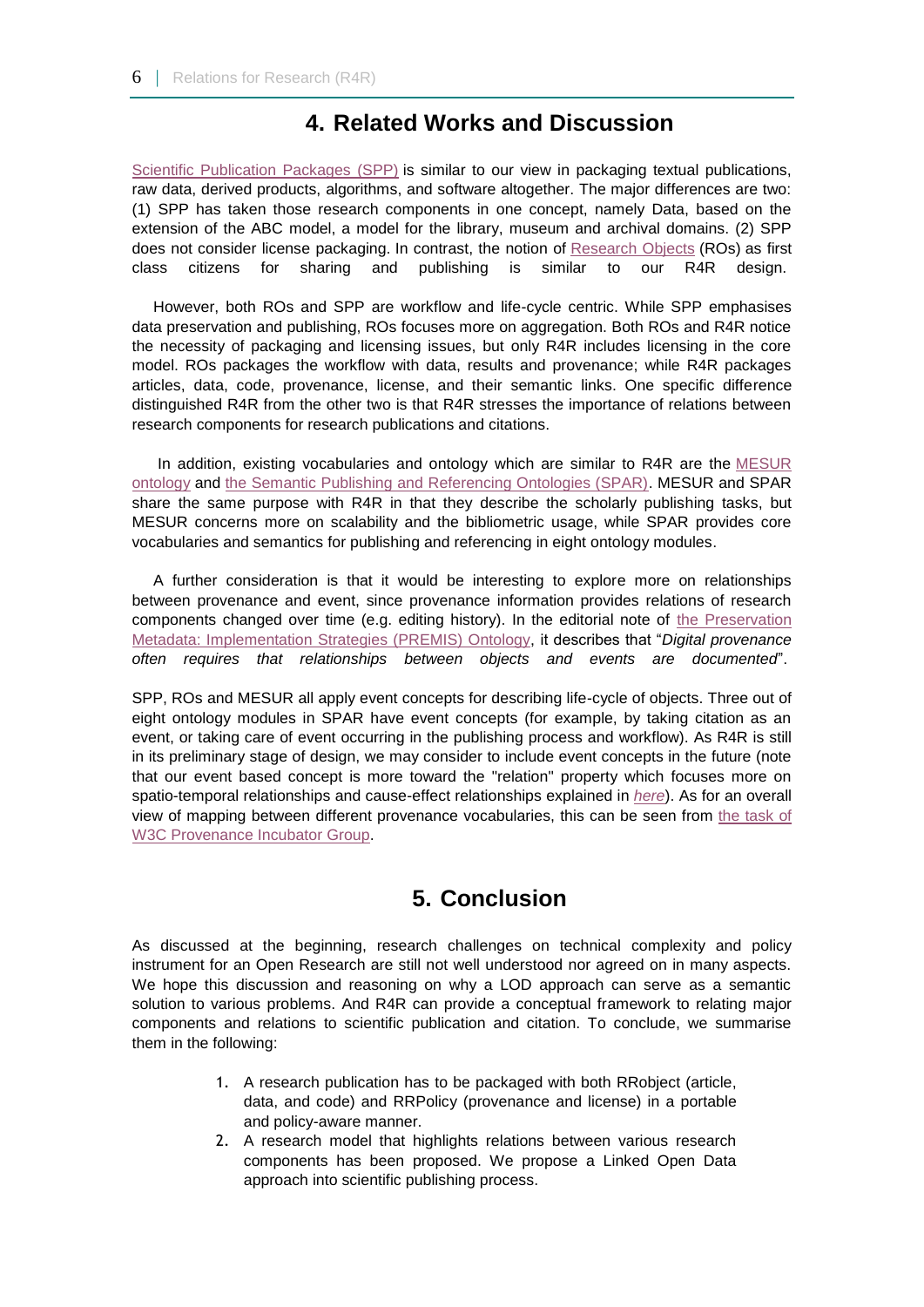## 4. Related Works and Discussion

Scientific Publication Packages (SPP) is similar to our view in packaging textual publications, raw data, derived products, algorithms, and software altogether. The major differences are two: (1) SPP has taken those research components in one concept, namely Data, based on the extension of the ABC model, a model for the library, museum and archival domains. (2) SPP does not consider license packaging. In contrast, the notion of Research Objects (ROs) as first class citizens for sharing and publishing is similar to our R4R design.

However, both ROs and SPP are workflow and life-cycle centric. While SPP emphasises data preservation and publishing, ROs focuses more on aggregation. Both ROs and R4R notice the necessity of packaging and licensing issues, but only R4R includes licensing in the core model. ROs packages the workflow with data, results and provenance; while R4R packages articles, data, code, provenance, license, and their semantic links. One specific difference distinguished R4R from the other two is that R4R stresses the importance of relations between research components for research publications and citations.

In addition, existing vocabularies and ontology which are similar to R4R are the MESUR ontology and the Semantic Publishing and Referencing Ontologies (SPAR). MESUR and SPAR share the same purpose with R4R in that they describe the scholarly publishing tasks, but MESUR concerns more on scalability and the bibliometric usage, while SPAR provides core vocabularies and semantics for publishing and referencing in eight ontology modules.

A further consideration is that it would be interesting to explore more on relationships between provenance and event, since provenance information provides relations of research components changed over time (e.g. editing history). In the editorial note of the Preservation Metadata: Implementation Strategies (PREMIS) Ontology, it describes that "*Digital provenance often requires that relationships between objects and events are documented*".

SPP, ROs and MESUR all apply event concepts for describing life-cycle of objects. Three out of eight ontology modules in SPAR have event concepts (for example, by taking citation as an event, or taking care of event occurring in the publishing process and workflow). As R4R is still in its preliminary stage of design, we may consider to include event concepts in the future (note that our event based concept is more toward the "relation" property which focuses more on spatio-temporal relationships and cause-effect relationships explained in *here*). As for an overall view of mapping between different provenance vocabularies, this can be seen from the task of W3C Provenance Incubator Group.

## 5. Conclusion

As discussed at the beginning, research challenges on technical complexity and policy instrument for an Open Research are still not well understood nor agreed on in many aspects. We hope this discussion and reasoning on why a LOD approach can serve as a semantic solution to various problems. And R4R can provide a conceptual framework to relating major components and relations to scientific publication and citation. To conclude, we summarise them in the following:

1. A research publication has to be packaged with both RRobject (article, data, and code) and RRPolicy (provenance and license) in a portable and policy-aware manner.
2. A research model that highlights relations between various research components has been proposed. We propose a Linked Open Data approach into scientific publishing process.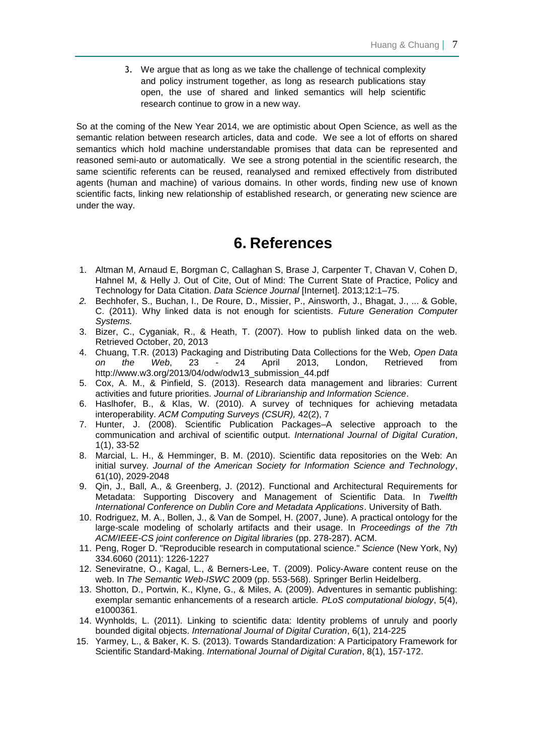3. We argue that as long as we take the challenge of technical complexity and policy instrument together, as long as research publications stay open, the use of shared and linked semantics will help scientific research continue to grow in a new way.

So at the coming of the New Year 2014, we are optimistic about Open Science, as well as the semantic relation between research articles, data and code. We see a lot of efforts on shared semantics which hold machine understandable promises that data can be represented and reasoned semi-auto or automatically. We see a strong potential in the scientific research, the same scientific referents can be reused, reanalysed and remixed effectively from distributed agents (human and machine) of various domains. In other words, finding new use of known scientific facts, linking new relationship of established research, or generating new science are under the way.

# 6. References

1. Altman M, Arnaud E, Borgman C, Callaghan S, Brase J, Carpenter T, Chavan V, Cohen D, Hahnel M, & Helly J. Out of Cite, Out of Mind: The Current State of Practice, Policy and Technology for Data Citation. *Data Science Journal* [Internet]. 2013;12:1–75.
2. Bechhofer, S., Buchan, I., De Roure, D., Missier, P., Ainsworth, J., Bhagat, J., ... & Goble, C. (2011). Why linked data is not enough for scientists. *Future Generation Computer Systems.*
3. Bizer, C., Cyganiak, R., & Heath, T. (2007). How to publish linked data on the web. Retrieved October, 20, 2013
4. Chuang, T.R. (2013) Packaging and Distributing Data Collections for the Web, *Open Data on the Web*, 23 - 24 April 2013, London, Retrieved from http://www.w3.org/2013/04/odw/odw13_submission_44.pdf
5. Cox, A. M., & Pinfield, S. (2013). Research data management and libraries: Current activities and future priorities. *Journal of Librarianship and Information Science*.
6. Haslhofer, B., & Klas, W. (2010). A survey of techniques for achieving metadata interoperability. *ACM Computing Surveys (CSUR),* 42(2), 7
7. Hunter, J. (2008). Scientific Publication Packages–A selective approach to the communication and archival of scientific output. *International Journal of Digital Curation*, 1(1), 33-52
8. Marcial, L. H., & Hemminger, B. M. (2010). Scientific data repositories on the Web: An initial survey. *Journal of the American Society for Information Science and Technology*, 61(10), 2029-2048
9. Qin, J., Ball, A., & Greenberg, J. (2012). Functional and Architectural Requirements for Metadata: Supporting Discovery and Management of Scientific Data. In *Twelfth International Conference on Dublin Core and Metadata Applications*. University of Bath.
10. Rodriguez, M. A., Bollen, J., & Van de Sompel, H. (2007, June). A practical ontology for the large-scale modeling of scholarly artifacts and their usage. In *Proceedings of the 7th ACM/IEEE-CS joint conference on Digital libraries* (pp. 278-287). ACM.
11. Peng, Roger D. "Reproducible research in computational science." *Science* (New York, Ny) 334.6060 (2011): 1226-1227
12. Seneviratne, O., Kagal, L., & Berners-Lee, T. (2009). Policy-Aware content reuse on the web. In *The Semantic Web-ISWC* 2009 (pp. 553-568). Springer Berlin Heidelberg.
13. Shotton, D., Portwin, K., Klyne, G., & Miles, A. (2009). Adventures in semantic publishing: exemplar semantic enhancements of a research article. *PLoS computational biology*, 5(4), e1000361.
14. Wynholds, L. (2011). Linking to scientific data: Identity problems of unruly and poorly bounded digital objects. *International Journal of Digital Curation*, 6(1), 214-225
15. Yarmey, L., & Baker, K. S. (2013). Towards Standardization: A Participatory Framework for Scientific Standard-Making. *International Journal of Digital Curation*, 8(1), 157-172.